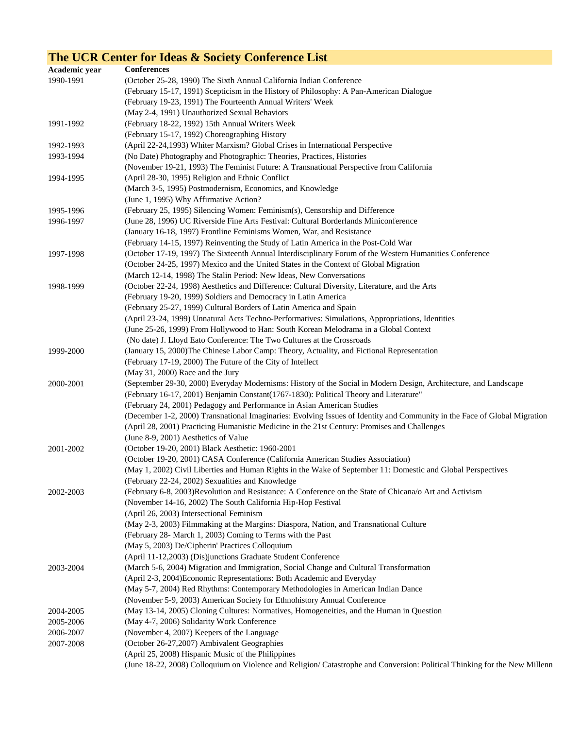# The UCR Center for Ideas & Society Conference List

| Academic year | Conferences |
|---|---|
| 1990-1991 | (October 25-28, 1990) The Sixth Annual California Indian Conference |
| | (February 15-17, 1991) Scepticism in the History of Philosophy: A Pan-American Dialogue |
| | (February 19-23, 1991) The Fourteenth Annual Writers' Week |
| | (May 2-4, 1991) Unauthorized Sexual Behaviors |
| 1991-1992 | (February 18-22, 1992) 15th Annual Writers Week |
| | (February 15-17, 1992) Choreographing History |
| 1992-1993 | (April 22-24,1993) Whiter Marxism? Global Crises in International Perspective |
| 1993-1994 | (No Date) Photography and Photographic: Theories, Practices, Histories |
| | (November 19-21, 1993) The Feminist Future: A Transnational Perspective from California |
| 1994-1995 | (April 28-30, 1995) Religion and Ethnic Conflict |
| | (March 3-5, 1995) Postmodernism, Economics, and Knowledge |
| | (June 1, 1995) Why Affirmative Action? |
| 1995-1996 | (February 25, 1995) Silencing Women: Feminism(s), Censorship and Difference |
| 1996-1997 | (June 28, 1996) UC Riverside Fine Arts Festival: Cultural Borderlands Miniconference |
| | (January 16-18, 1997) Frontline Feminisms Women, War, and Resistance |
| | (February 14-15, 1997) Reinventing the Study of Latin America in the Post-Cold War |
| 1997-1998 | (October 17-19, 1997) The Sixteenth Annual Interdisciplinary Forum of the Western Humanities Conference |
| | (October 24-25, 1997) Mexico and the United States in the Context of Global Migration |
| | (March 12-14, 1998) The Stalin Period: New Ideas, New Conversations |
| 1998-1999 | (October 22-24, 1998) Aesthetics and Difference: Cultural Diversity, Literature, and the Arts |
| | (February 19-20, 1999) Soldiers and Democracy in Latin America |
| | (February 25-27, 1999) Cultural Borders of Latin America and Spain |
| | (April 23-24, 1999) Unnatural Acts Techno-Performatives: Simulations, Appropriations, Identities |
| | (June 25-26, 1999) From Hollywood to Han: South Korean Melodrama in a Global Context |
| | (No date) J. Lloyd Eato Conference: The Two Cultures at the Crossroads |
| 1999-2000 | (January 15, 2000)The Chinese Labor Camp: Theory, Actuality, and Fictional Representation |
| | (February 17-19, 2000) The Future of the City of Intellect |
| | (May 31, 2000) Race and the Jury |
| 2000-2001 | (September 29-30, 2000) Everyday Modernisms: History of the Social in Modern Design, Architecture, and Landscape |
| | (February 16-17, 2001) Benjamin Constant(1767-1830): Political Theory and Literature" |
| | (February 24, 2001) Pedagogy and Performance in Asian American Studies |
| | (December 1-2, 2000) Transnational Imaginaries: Evolving Issues of Identity and Community in the Face of Global Migration |
| | (April 28, 2001) Practicing Humanistic Medicine in the 21st Century: Promises and Challenges |
| | (June 8-9, 2001) Aesthetics of Value |
| 2001-2002 | (October 19-20, 2001) Black Aesthetic: 1960-2001 |
| | (October 19-20, 2001) CASA Conference (California American Studies Association) |
| | (May 1, 2002) Civil Liberties and Human Rights in the Wake of September 11: Domestic and Global Perspectives |
| | (February 22-24, 2002) Sexualities and Knowledge |
| 2002-2003 | (February 6-8, 2003)Revolution and Resistance: A Conference on the State of Chicana/o Art and Activism |
| | (November 14-16, 2002) The South California Hip-Hop Festival |
| | (April 26, 2003) Intersectional Feminism |
| | (May 2-3, 2003) Filmmaking at the Margins: Diaspora, Nation, and Transnational Culture |
| | (February 28- March 1, 2003) Coming to Terms with the Past |
| | (May 5, 2003) De/Cipherin' Practices Colloquium |
| | (April 11-12,2003) (Dis)junctions Graduate Student Conference |
| 2003-2004 | (March 5-6, 2004) Migration and Immigration, Social Change and Cultural Transformation |
| | (April 2-3, 2004)Economic Representations: Both Academic and Everyday |
| | (May 5-7, 2004) Red Rhythms: Contemporary Methodologies in American Indian Dance |
| | (November 5-9, 2003) American Society for Ethnohistory Annual Conference |
| 2004-2005 | (May 13-14, 2005) Cloning Cultures: Normatives, Homogeneities, and the Human in Question |
| 2005-2006 | (May 4-7, 2006) Solidarity Work Conference |
| 2006-2007 | (November 4, 2007) Keepers of the Language |
| 2007-2008 | (October 26-27,2007) Ambivalent Geographies |
| | (April 25, 2008) Hispanic Music of the Philippines |
| | (June 18-22, 2008) Colloquium on Violence and Religion/ Catastrophe and Conversion: Political Thinking for the New Millenn |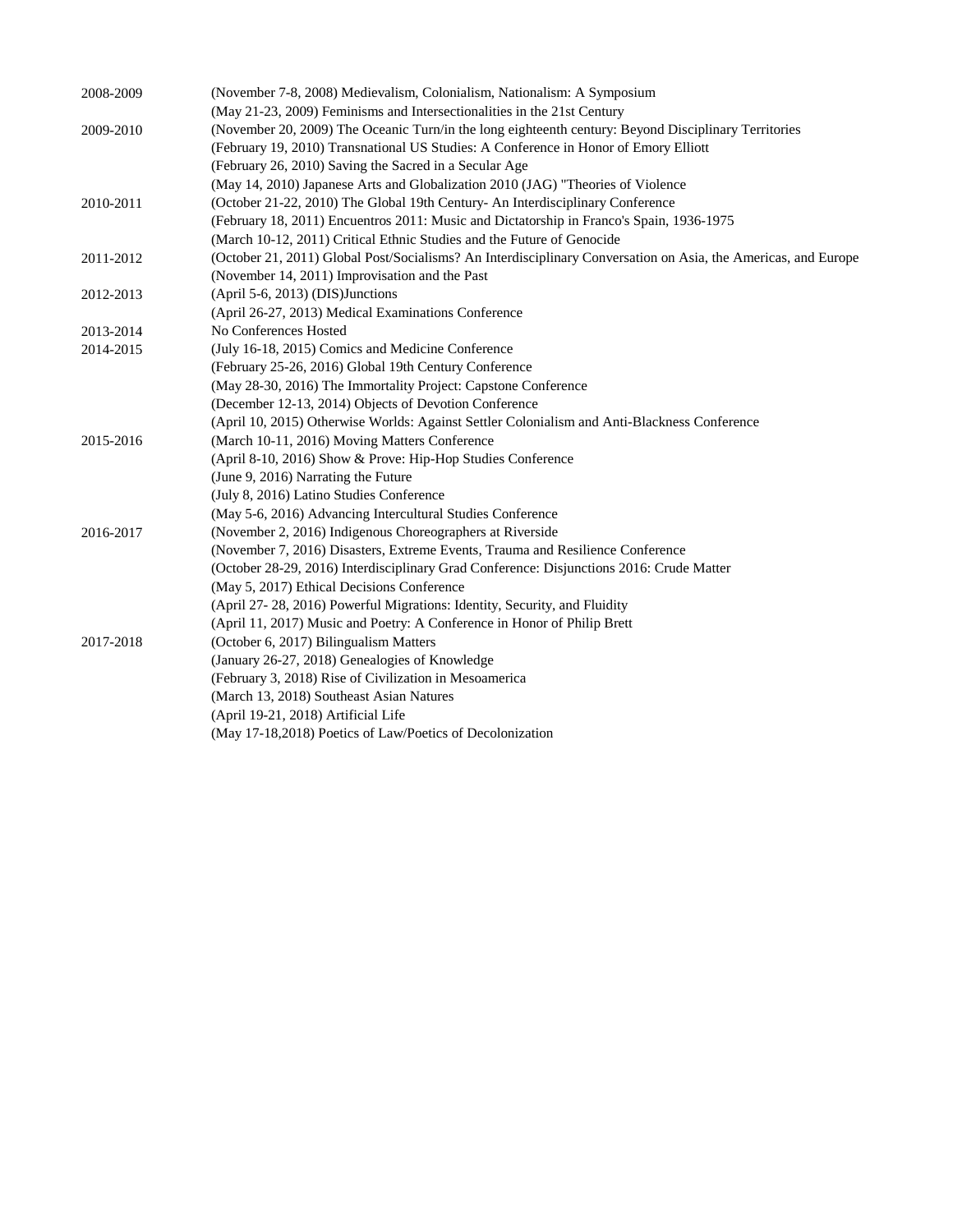| | |
|---|---|
| 2008-2009 | (November 7-8, 2008) Medievalism, Colonialism, Nationalism: A Symposium |
| | (May 21-23, 2009) Feminisms and Intersectionalities in the 21st Century |
| 2009-2010 | (November 20, 2009) The Oceanic Turn/in the long eighteenth century: Beyond Disciplinary Territories |
| | (February 19, 2010) Transnational US Studies: A Conference in Honor of Emory Elliott |
| | (February 26, 2010) Saving the Sacred in a Secular Age |
| | (May 14, 2010) Japanese Arts and Globalization 2010 (JAG) "Theories of Violence |
| 2010-2011 | (October 21-22, 2010) The Global 19th Century- An Interdisciplinary Conference |
| | (February 18, 2011) Encuentros 2011: Music and Dictatorship in Franco's Spain, 1936-1975 |
| | (March 10-12, 2011) Critical Ethnic Studies and the Future of Genocide |
| 2011-2012 | (October 21, 2011) Global Post/Socialisms? An Interdisciplinary Conversation on Asia, the Americas, and Europe |
| | (November 14, 2011) Improvisation and the Past |
| 2012-2013 | (April 5-6, 2013) (DIS)Junctions |
| | (April 26-27, 2013) Medical Examinations Conference |
| 2013-2014 | No Conferences Hosted |
| 2014-2015 | (July 16-18, 2015) Comics and Medicine Conference |
| | (February 25-26, 2016) Global 19th Century Conference |
| | (May 28-30, 2016) The Immortality Project: Capstone Conference |
| | (December 12-13, 2014) Objects of Devotion Conference |
| | (April 10, 2015) Otherwise Worlds: Against Settler Colonialism and Anti-Blackness Conference |
| 2015-2016 | (March 10-11, 2016) Moving Matters Conference |
| | (April 8-10, 2016) Show & Prove: Hip-Hop Studies Conference |
| | (June 9, 2016) Narrating the Future |
| | (July 8, 2016) Latino Studies Conference |
| | (May 5-6, 2016) Advancing Intercultural Studies Conference |
| 2016-2017 | (November 2, 2016) Indigenous Choreographers at Riverside |
| | (November 7, 2016) Disasters, Extreme Events, Trauma and Resilience Conference |
| | (October 28-29, 2016) Interdisciplinary Grad Conference: Disjunctions 2016: Crude Matter |
| | (May 5, 2017) Ethical Decisions Conference |
| | (April 27- 28, 2016) Powerful Migrations: Identity, Security, and Fluidity |
| | (April 11, 2017) Music and Poetry: A Conference in Honor of Philip Brett |
| 2017-2018 | (October 6, 2017) Bilingualism Matters |
| | (January 26-27, 2018) Genealogies of Knowledge |
| | (February 3, 2018) Rise of Civilization in Mesoamerica |
| | (March 13, 2018) Southeast Asian Natures |
| | (April 19-21, 2018) Artificial Life |
| | (May 17-18,2018) Poetics of Law/Poetics of Decolonization |